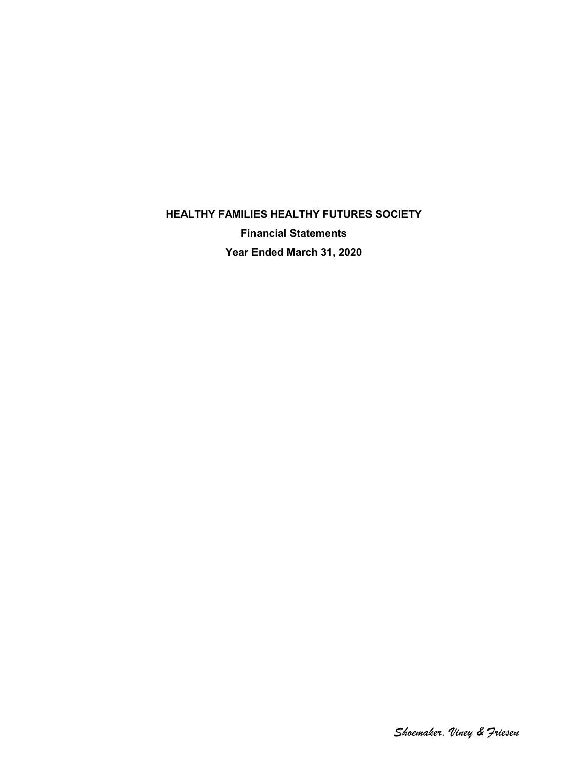# HEALTHY FAMILIES HEALTHY FUTURES SOCIETY

**Financial Statements**

**Year Ended March 31, 2020**

*Shoemaker, Viney & Friesen*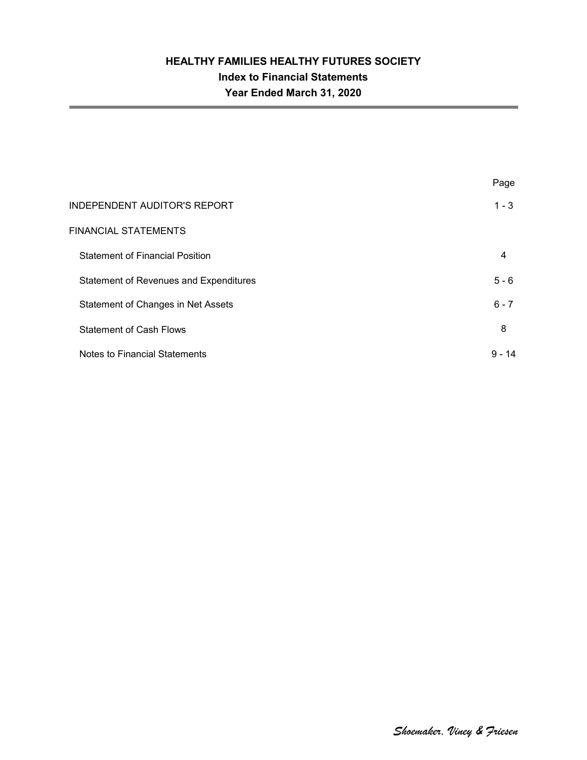# HEALTHY FAMILIES HEALTHY FUTURES SOCIETY

## Index to Financial Statements

## Year Ended March 31, 2020

| | Page |
|---|---|
| INDEPENDENT AUDITOR'S REPORT | 1 - 3 |
| FINANCIAL STATEMENTS | |
| Statement of Financial Position | 4 |
| Statement of Revenues and Expenditures | 5 - 6 |
| Statement of Changes in Net Assets | 6 - 7 |
| Statement of Cash Flows | 8 |
| Notes to Financial Statements | 9 - 14 |

*Shoemaker, Viney & Friesen*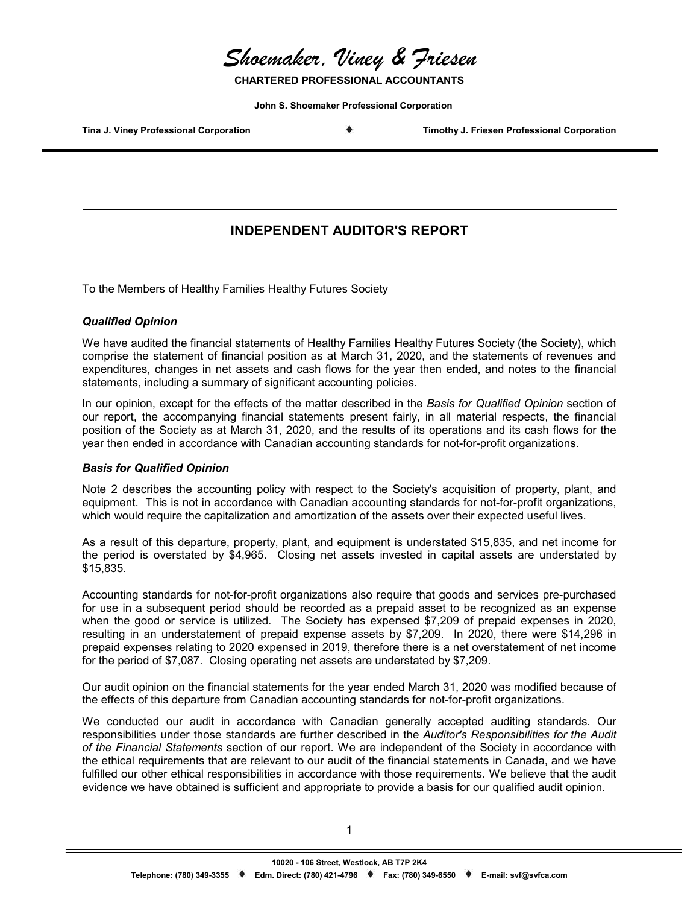# Shoemaker, Viney & Friesen

**CHARTERED PROFESSIONAL ACCOUNTANTS**

**John S. Shoemaker Professional Corporation**

**Tina J. Viney Professional Corporation** ♦ **Timothy J. Friesen Professional Corporation**

## INDEPENDENT AUDITOR'S REPORT

To the Members of Healthy Families Healthy Futures Society

### *Qualified Opinion*

We have audited the financial statements of Healthy Families Healthy Futures Society (the Society), which comprise the statement of financial position as at March 31, 2020, and the statements of revenues and expenditures, changes in net assets and cash flows for the year then ended, and notes to the financial statements, including a summary of significant accounting policies.

In our opinion, except for the effects of the matter described in the *Basis for Qualified Opinion* section of our report, the accompanying financial statements present fairly, in all material respects, the financial position of the Society as at March 31, 2020, and the results of its operations and its cash flows for the year then ended in accordance with Canadian accounting standards for not-for-profit organizations.

### *Basis for Qualified Opinion*

Note 2 describes the accounting policy with respect to the Society's acquisition of property, plant, and equipment. This is not in accordance with Canadian accounting standards for not-for-profit organizations, which would require the capitalization and amortization of the assets over their expected useful lives.

As a result of this departure, property, plant, and equipment is understated $15,835, and net income for the period is overstated by $4,965. Closing net assets invested in capital assets are understated by $15,835.

Accounting standards for not-for-profit organizations also require that goods and services pre-purchased for use in a subsequent period should be recorded as a prepaid asset to be recognized as an expense when the good or service is utilized. The Society has expensed $7,209 of prepaid expenses in 2020, resulting in an understatement of prepaid expense assets by $7,209. In 2020, there were $14,296 in prepaid expenses relating to 2020 expensed in 2019, therefore there is a net overstatement of net income for the period of $7,087. Closing operating net assets are understated by $7,209.

Our audit opinion on the financial statements for the year ended March 31, 2020 was modified because of the effects of this departure from Canadian accounting standards for not-for-profit organizations.

We conducted our audit in accordance with Canadian generally accepted auditing standards. Our responsibilities under those standards are further described in the *Auditor's Responsibilities for the Audit of the Financial Statements* section of our report. We are independent of the Society in accordance with the ethical requirements that are relevant to our audit of the financial statements in Canada, and we have fulfilled our other ethical responsibilities in accordance with those requirements. We believe that the audit evidence we have obtained is sufficient and appropriate to provide a basis for our qualified audit opinion.

10020 - 106 Street, Westlock, AB T7P 2K4

Telephone: (780) 349-3355 ♦ Edm. Direct: (780) 421-4796 ♦ Fax: (780) 349-6550 ♦ E-mail: svf@svfca.com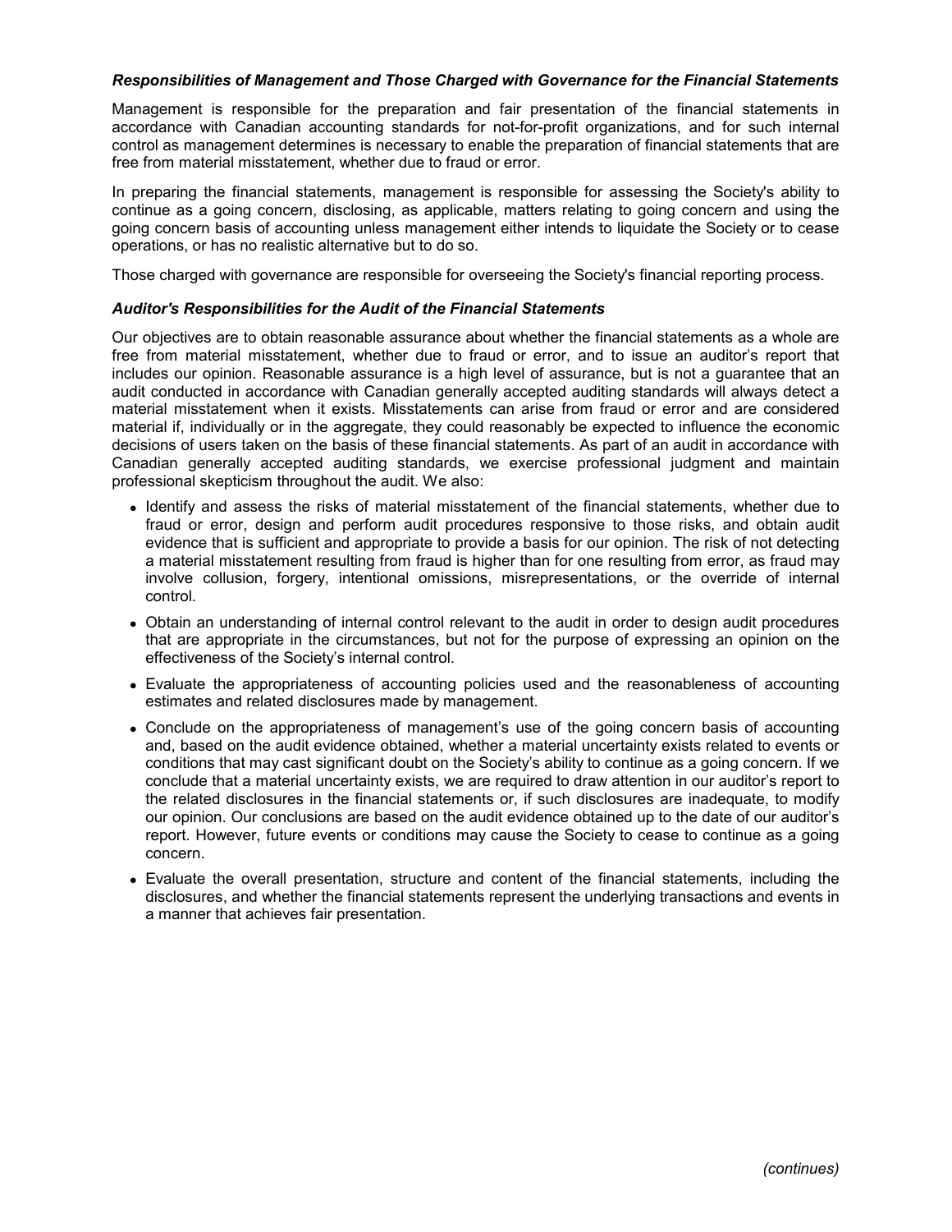### *Responsibilities of Management and Those Charged with Governance for the Financial Statements*

Management is responsible for the preparation and fair presentation of the financial statements in accordance with Canadian accounting standards for not-for-profit organizations, and for such internal control as management determines is necessary to enable the preparation of financial statements that are free from material misstatement, whether due to fraud or error.

In preparing the financial statements, management is responsible for assessing the Society's ability to continue as a going concern, disclosing, as applicable, matters relating to going concern and using the going concern basis of accounting unless management either intends to liquidate the Society or to cease operations, or has no realistic alternative but to do so.

Those charged with governance are responsible for overseeing the Society's financial reporting process.

### *Auditor's Responsibilities for the Audit of the Financial Statements*

Our objectives are to obtain reasonable assurance about whether the financial statements as a whole are free from material misstatement, whether due to fraud or error, and to issue an auditor's report that includes our opinion. Reasonable assurance is a high level of assurance, but is not a guarantee that an audit conducted in accordance with Canadian generally accepted auditing standards will always detect a material misstatement when it exists. Misstatements can arise from fraud or error and are considered material if, individually or in the aggregate, they could reasonably be expected to influence the economic decisions of users taken on the basis of these financial statements. As part of an audit in accordance with Canadian generally accepted auditing standards, we exercise professional judgment and maintain professional skepticism throughout the audit. We also:

- Identify and assess the risks of material misstatement of the financial statements, whether due to fraud or error, design and perform audit procedures responsive to those risks, and obtain audit evidence that is sufficient and appropriate to provide a basis for our opinion. The risk of not detecting a material misstatement resulting from fraud is higher than for one resulting from error, as fraud may involve collusion, forgery, intentional omissions, misrepresentations, or the override of internal control.
- Obtain an understanding of internal control relevant to the audit in order to design audit procedures that are appropriate in the circumstances, but not for the purpose of expressing an opinion on the effectiveness of the Society's internal control.
- Evaluate the appropriateness of accounting policies used and the reasonableness of accounting estimates and related disclosures made by management.
- Conclude on the appropriateness of management's use of the going concern basis of accounting and, based on the audit evidence obtained, whether a material uncertainty exists related to events or conditions that may cast significant doubt on the Society's ability to continue as a going concern. If we conclude that a material uncertainty exists, we are required to draw attention in our auditor's report to the related disclosures in the financial statements or, if such disclosures are inadequate, to modify our opinion. Our conclusions are based on the audit evidence obtained up to the date of our auditor's report. However, future events or conditions may cause the Society to cease to continue as a going concern.
- Evaluate the overall presentation, structure and content of the financial statements, including the disclosures, and whether the financial statements represent the underlying transactions and events in a manner that achieves fair presentation.

*(continues)*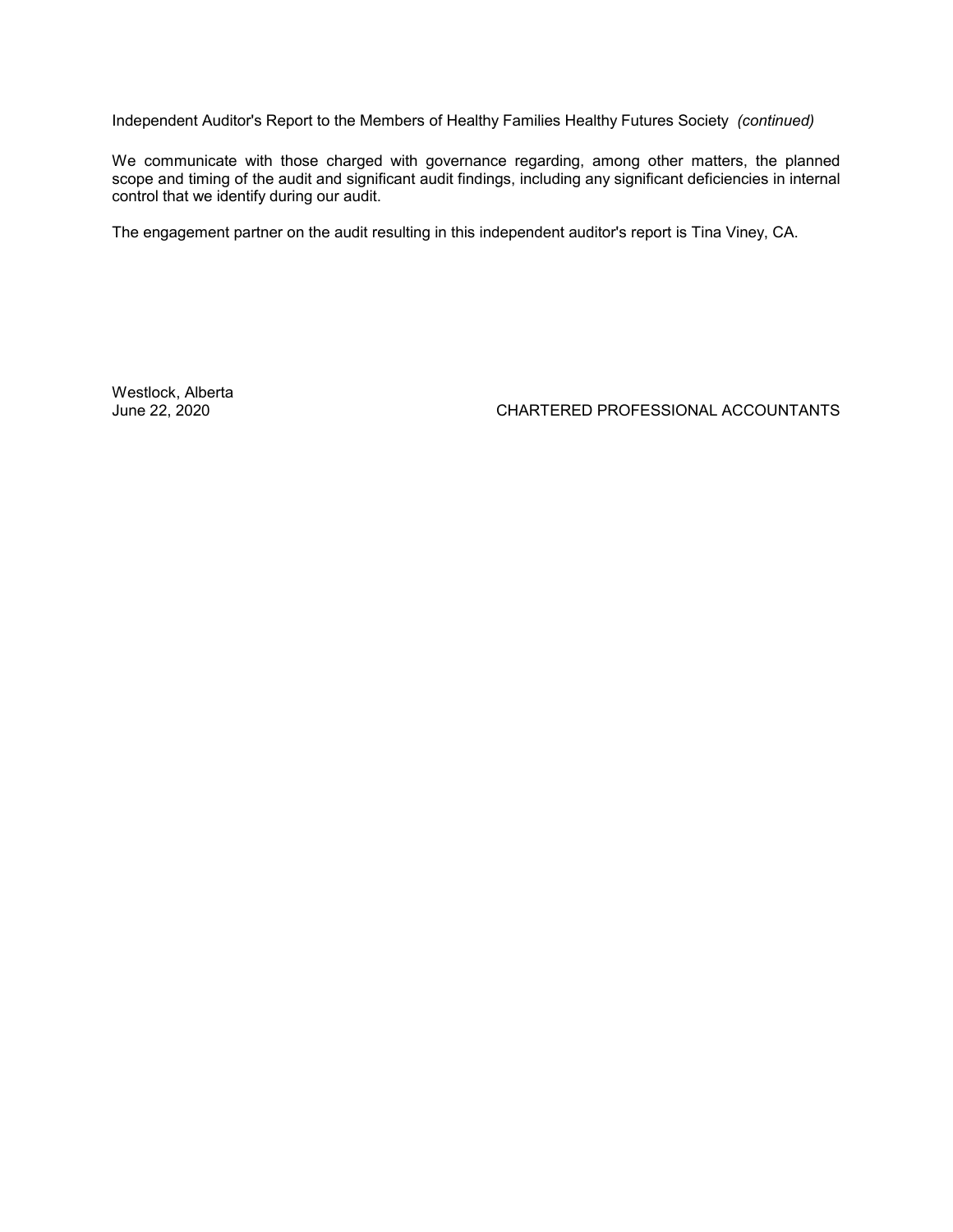Independent Auditor's Report to the Members of Healthy Families Healthy Futures Society *(continued)*

We communicate with those charged with governance regarding, among other matters, the planned scope and timing of the audit and significant audit findings, including any significant deficiencies in internal control that we identify during our audit.

The engagement partner on the audit resulting in this independent auditor's report is Tina Viney, CA.

Westlock, Alberta
June 22, 2020

CHARTERED PROFESSIONAL ACCOUNTANTS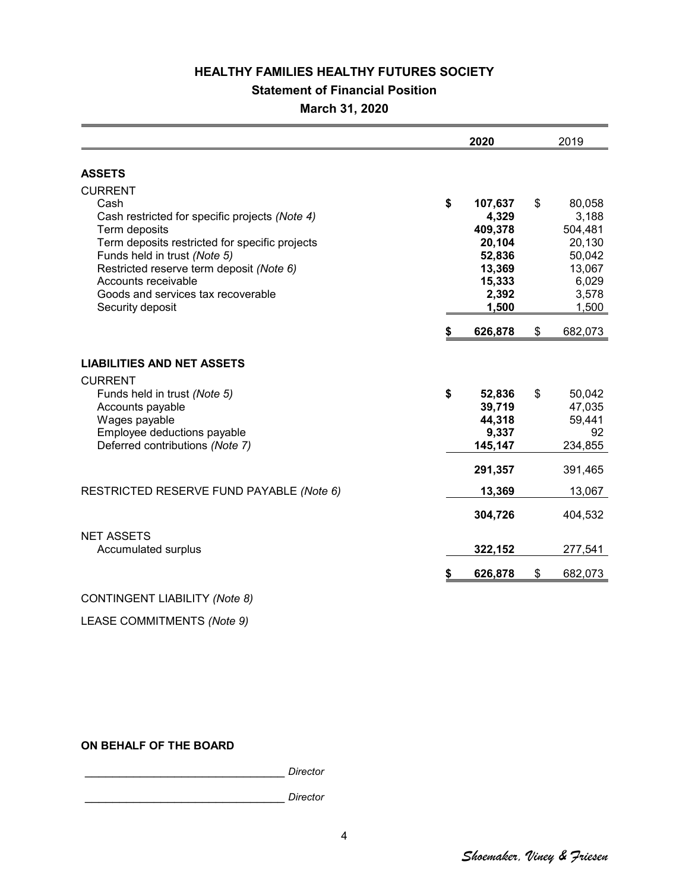# HEALTHY FAMILIES HEALTHY FUTURES SOCIETY

## Statement of Financial Position

### March 31, 2020

| | 2020 | 2019 |
|---|---|---|
| **ASSETS** | | |
| CURRENT | | |
| Cash | **$ 107,637** | $ 80,058 |
| Cash restricted for specific projects *(Note 4)* | **4,329** | 3,188 |
| Term deposits | **409,378** | 504,481 |
| Term deposits restricted for specific projects | **20,104** | 20,130 |
| Funds held in trust *(Note 5)* | **52,836** | 50,042 |
| Restricted reserve term deposit *(Note 6)* | **13,369** | 13,067 |
| Accounts receivable | **15,333** | 6,029 |
| Goods and services tax recoverable | **2,392** | 3,578 |
| Security deposit | **1,500** | 1,500 |
| | **$ 626,878** | $ 682,073 |
| **LIABILITIES AND NET ASSETS** | | |
| CURRENT | | |
| Funds held in trust *(Note 5)* | **$ 52,836** | $ 50,042 |
| Accounts payable | **39,719** | 47,035 |
| Wages payable | **44,318** | 59,441 |
| Employee deductions payable | **9,337** | 92 |
| Deferred contributions *(Note 7)* | **145,147** | 234,855 |
| | **291,357** | 391,465 |
| RESTRICTED RESERVE FUND PAYABLE *(Note 6)* | **13,369** | 13,067 |
| | **304,726** | 404,532 |
| NET ASSETS | | |
| Accumulated surplus | **322,152** | 277,541 |
| | **$ 626,878** | $ 682,073 |

CONTINGENT LIABILITY *(Note 8)*

LEASE COMMITMENTS *(Note 9)*

**ON BEHALF OF THE BOARD**

_________________________________ *Director*

_________________________________ *Director*

*Shoemaker, Viney & Friesen*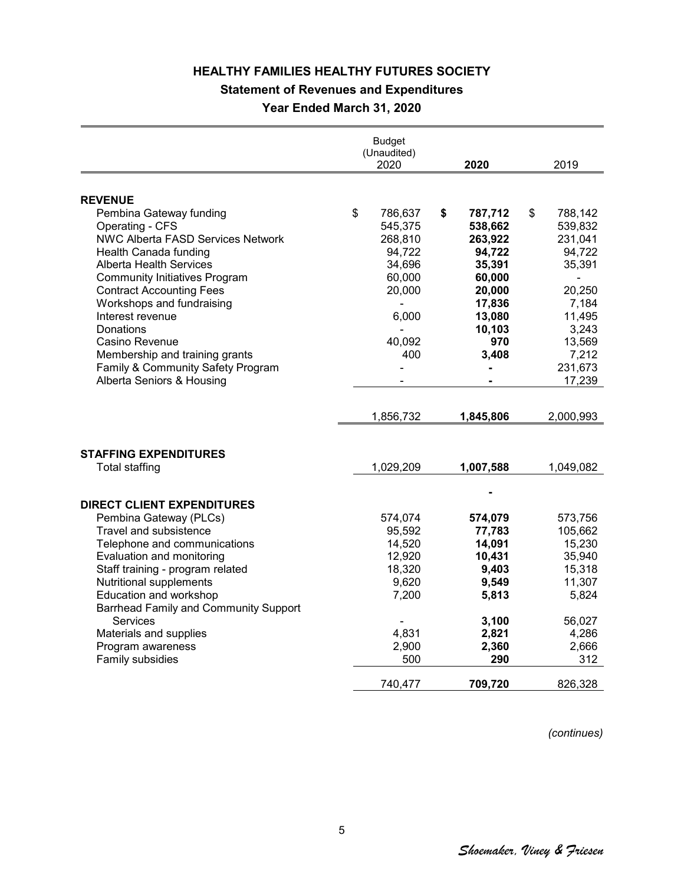# HEALTHY FAMILIES HEALTHY FUTURES SOCIETY

## Statement of Revenues and Expenditures

### Year Ended March 31, 2020

| | Budget (Unaudited) 2020 | **2020** | 2019 |
|---|---|---|---|
| **REVENUE** | | | |
| Pembina Gateway funding | $ 786,637 | **$ 787,712** | $ 788,142 |
| Operating - CFS | 545,375 | **538,662** | 539,832 |
| NWC Alberta FASD Services Network | 268,810 | **263,922** | 231,041 |
| Health Canada funding | 94,722 | **94,722** | 94,722 |
| Alberta Health Services | 34,696 | **35,391** | 35,391 |
| Community Initiatives Program | 60,000 | **60,000** | - |
| Contract Accounting Fees | 20,000 | **20,000** | 20,250 |
| Workshops and fundraising | - | **17,836** | 7,184 |
| Interest revenue | 6,000 | **13,080** | 11,495 |
| Donations | - | **10,103** | 3,243 |
| Casino Revenue | 40,092 | **970** | 13,569 |
| Membership and training grants | 400 | **3,408** | 7,212 |
| Family & Community Safety Program | - | **-** | 231,673 |
| Alberta Seniors & Housing | - | **-** | 17,239 |
| | 1,856,732 | **1,845,806** | 2,000,993 |
| **STAFFING EXPENDITURES** | | | |
| Total staffing | 1,029,209 | **1,007,588** | 1,049,082 |
| | | **-** | |
| **DIRECT CLIENT EXPENDITURES** | | | |
| Pembina Gateway (PLCs) | 574,074 | **574,079** | 573,756 |
| Travel and subsistence | 95,592 | **77,783** | 105,662 |
| Telephone and communications | 14,520 | **14,091** | 15,230 |
| Evaluation and monitoring | 12,920 | **10,431** | 35,940 |
| Staff training - program related | 18,320 | **9,403** | 15,318 |
| Nutritional supplements | 9,620 | **9,549** | 11,307 |
| Education and workshop | 7,200 | **5,813** | 5,824 |
| Barrhead Family and Community Support Services | - | **3,100** | 56,027 |
| Materials and supplies | 4,831 | **2,821** | 4,286 |
| Program awareness | 2,900 | **2,360** | 2,666 |
| Family subsidies | 500 | **290** | 312 |
| | 740,477 | **709,720** | 826,328 |

*(continues)*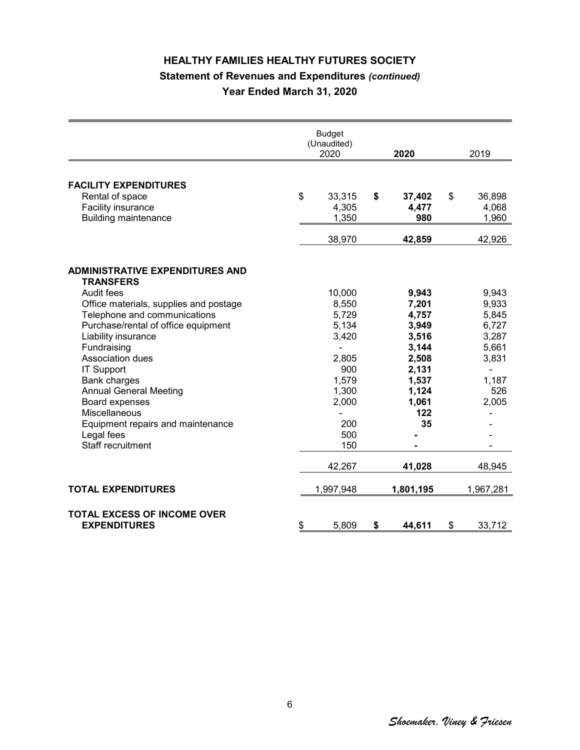# HEALTHY FAMILIES HEALTHY FUTURES SOCIETY

## Statement of Revenues and Expenditures *(continued)*

### Year Ended March 31, 2020

| | Budget (Unaudited) 2020 | **2020** | 2019 |
|---|---|---|---|
| **FACILITY EXPENDITURES** | | | |
| Rental of space | $ 33,315 | **$ 37,402** | $ 36,898 |
| Facility insurance | 4,305 | **4,477** | 4,068 |
| Building maintenance | 1,350 | **980** | 1,960 |
| | 38,970 | **42,859** | 42,926 |
| **ADMINISTRATIVE EXPENDITURES AND TRANSFERS** | | | |
| Audit fees | 10,000 | **9,943** | 9,943 |
| Office materials, supplies and postage | 8,550 | **7,201** | 9,933 |
| Telephone and communications | 5,729 | **4,757** | 5,845 |
| Purchase/rental of office equipment | 5,134 | **3,949** | 6,727 |
| Liability insurance | 3,420 | **3,516** | 3,287 |
| Fundraising | - | **3,144** | 5,661 |
| Association dues | 2,805 | **2,508** | 3,831 |
| IT Support | 900 | **2,131** | - |
| Bank charges | 1,579 | **1,537** | 1,187 |
| Annual General Meeting | 1,300 | **1,124** | 526 |
| Board expenses | 2,000 | **1,061** | 2,005 |
| Miscellaneous | - | **122** | - |
| Equipment repairs and maintenance | 200 | **35** | - |
| Legal fees | 500 | **-** | - |
| Staff recruitment | 150 | **-** | - |
| | 42,267 | **41,028** | 48,945 |
| **TOTAL EXPENDITURES** | 1,997,948 | **1,801,195** | 1,967,281 |
| **TOTAL EXCESS OF INCOME OVER EXPENDITURES** | $ 5,809 | **$ 44,611** | $ 33,712 |

*Shoemaker, Viney & Friesen*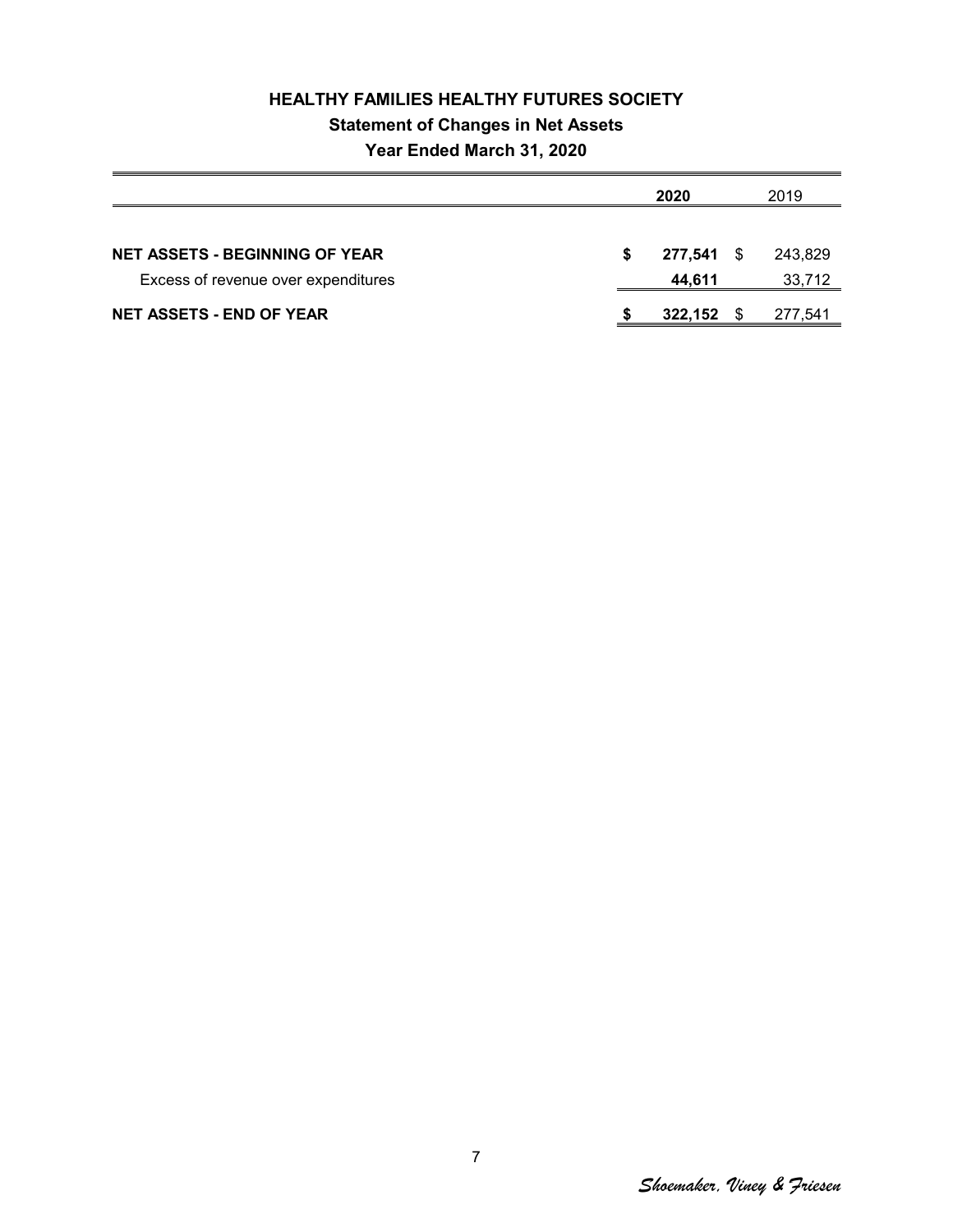# HEALTHY FAMILIES HEALTHY FUTURES SOCIETY

## Statement of Changes in Net Assets

### Year Ended March 31, 2020

| | 2020 | 2019 |
|---|---|---|
| **NET ASSETS - BEGINNING OF YEAR** | **$ 277,541** | $ 243,829 |
| Excess of revenue over expenditures | **44,611** | 33,712 |
| **NET ASSETS - END OF YEAR** | **$ 322,152** | $ 277,541 |

*Shoemaker, Viney & Friesen*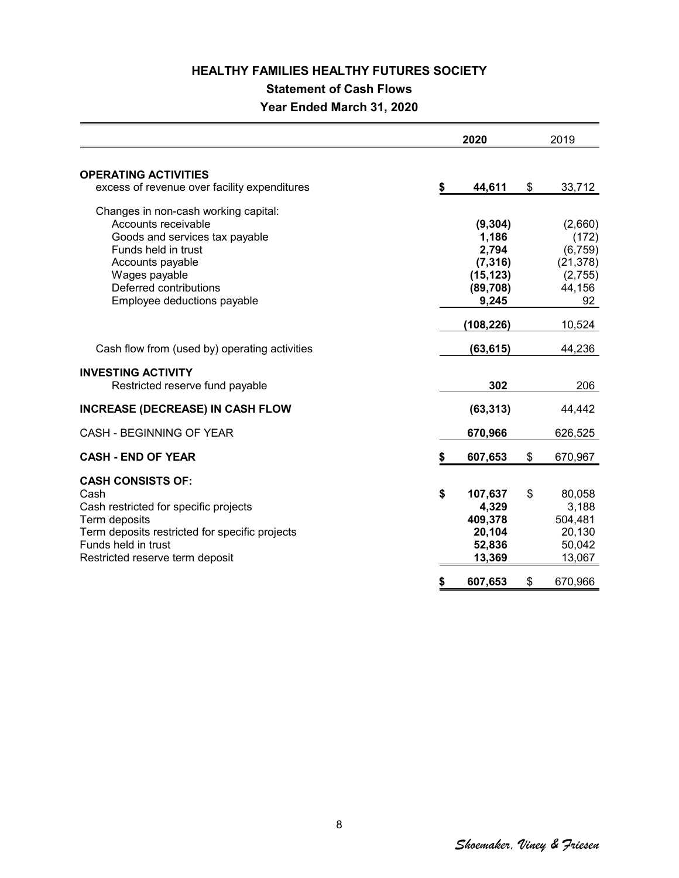# HEALTHY FAMILIES HEALTHY FUTURES SOCIETY

## Statement of Cash Flows

### Year Ended March 31, 2020

| | 2020 | 2019 |
|---|---|---|
| **OPERATING ACTIVITIES** | | |
| excess of revenue over facility expenditures | **$ 44,611** | $ 33,712 |
| Changes in non-cash working capital: | | |
| Accounts receivable | **(9,304)** | (2,660) |
| Goods and services tax payable | **1,186** | (172) |
| Funds held in trust | **2,794** | (6,759) |
| Accounts payable | **(7,316)** | (21,378) |
| Wages payable | **(15,123)** | (2,755) |
| Deferred contributions | **(89,708)** | 44,156 |
| Employee deductions payable | **9,245** | 92 |
| | **(108,226)** | 10,524 |
| Cash flow from (used by) operating activities | **(63,615)** | 44,236 |
| **INVESTING ACTIVITY** | | |
| Restricted reserve fund payable | **302** | 206 |
| **INCREASE (DECREASE) IN CASH FLOW** | **(63,313)** | 44,442 |
| CASH - BEGINNING OF YEAR | **670,966** | 626,525 |
| **CASH - END OF YEAR** | **$ 607,653** | $ 670,967 |
| **CASH CONSISTS OF:** | | |
| Cash | **$ 107,637** | $ 80,058 |
| Cash restricted for specific projects | **4,329** | 3,188 |
| Term deposits | **409,378** | 504,481 |
| Term deposits restricted for specific projects | **20,104** | 20,130 |
| Funds held in trust | **52,836** | 50,042 |
| Restricted reserve term deposit | **13,369** | 13,067 |
| | **$ 607,653** | $ 670,966 |

*Shoemaker, Viney & Friesen*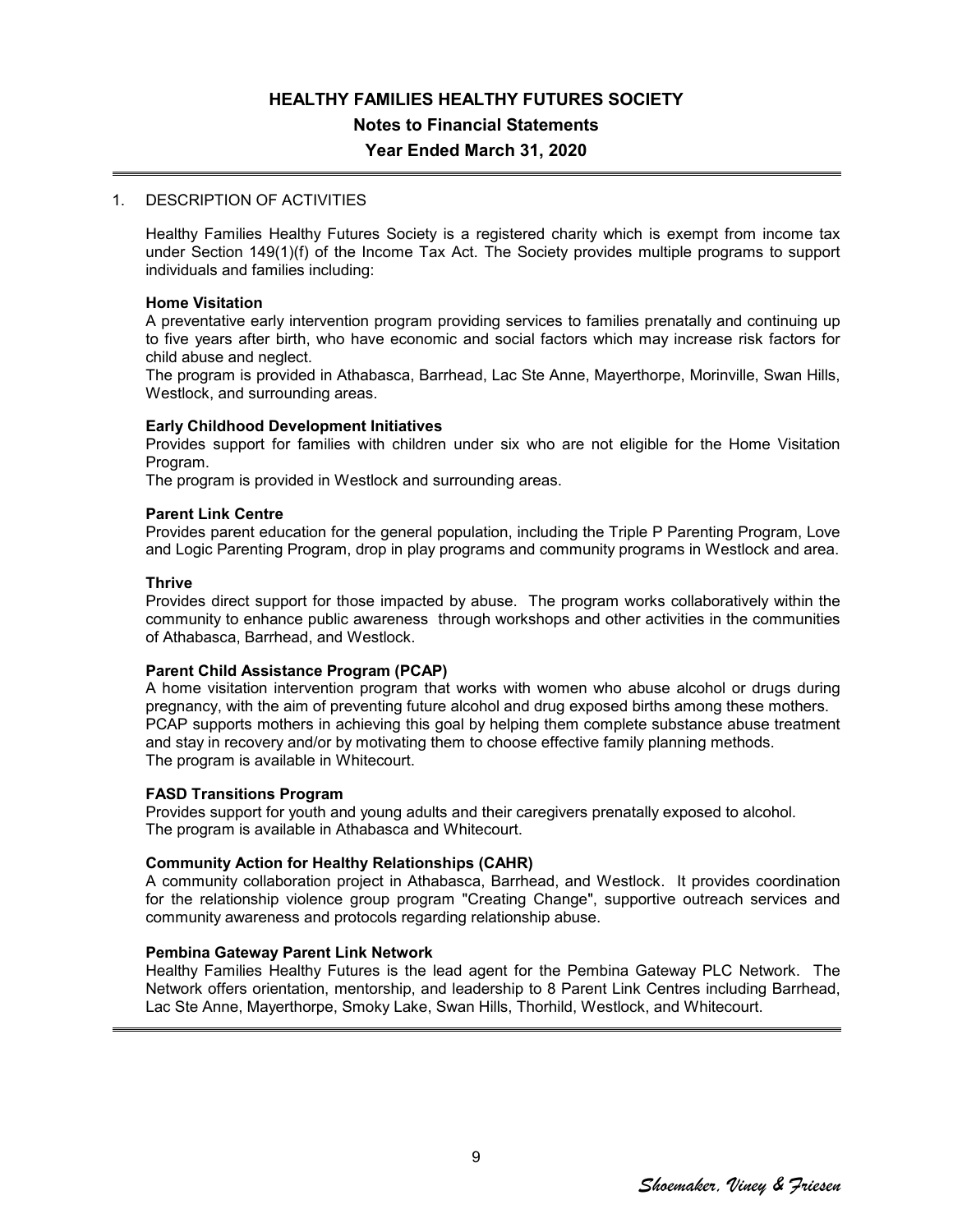# HEALTHY FAMILIES HEALTHY FUTURES SOCIETY

## Notes to Financial Statements

## Year Ended March 31, 2020

1. DESCRIPTION OF ACTIVITIES

Healthy Families Healthy Futures Society is a registered charity which is exempt from income tax under Section 149(1)(f) of the Income Tax Act. The Society provides multiple programs to support individuals and families including:

**Home Visitation**
A preventative early intervention program providing services to families prenatally and continuing up to five years after birth, who have economic and social factors which may increase risk factors for child abuse and neglect.
The program is provided in Athabasca, Barrhead, Lac Ste Anne, Mayerthorpe, Morinville, Swan Hills, Westlock, and surrounding areas.

**Early Childhood Development Initiatives**
Provides support for families with children under six who are not eligible for the Home Visitation Program.
The program is provided in Westlock and surrounding areas.

**Parent Link Centre**
Provides parent education for the general population, including the Triple P Parenting Program, Love and Logic Parenting Program, drop in play programs and community programs in Westlock and area.

**Thrive**
Provides direct support for those impacted by abuse. The program works collaboratively within the community to enhance public awareness through workshops and other activities in the communities of Athabasca, Barrhead, and Westlock.

**Parent Child Assistance Program (PCAP)**
A home visitation intervention program that works with women who abuse alcohol or drugs during pregnancy, with the aim of preventing future alcohol and drug exposed births among these mothers.
PCAP supports mothers in achieving this goal by helping them complete substance abuse treatment and stay in recovery and/or by motivating them to choose effective family planning methods.
The program is available in Whitecourt.

**FASD Transitions Program**
Provides support for youth and young adults and their caregivers prenatally exposed to alcohol.
The program is available in Athabasca and Whitecourt.

**Community Action for Healthy Relationships (CAHR)**
A community collaboration project in Athabasca, Barrhead, and Westlock. It provides coordination for the relationship violence group program "Creating Change", supportive outreach services and community awareness and protocols regarding relationship abuse.

**Pembina Gateway Parent Link Network**
Healthy Families Healthy Futures is the lead agent for the Pembina Gateway PLC Network. The Network offers orientation, mentorship, and leadership to 8 Parent Link Centres including Barrhead, Lac Ste Anne, Mayerthorpe, Smoky Lake, Swan Hills, Thorhild, Westlock, and Whitecourt.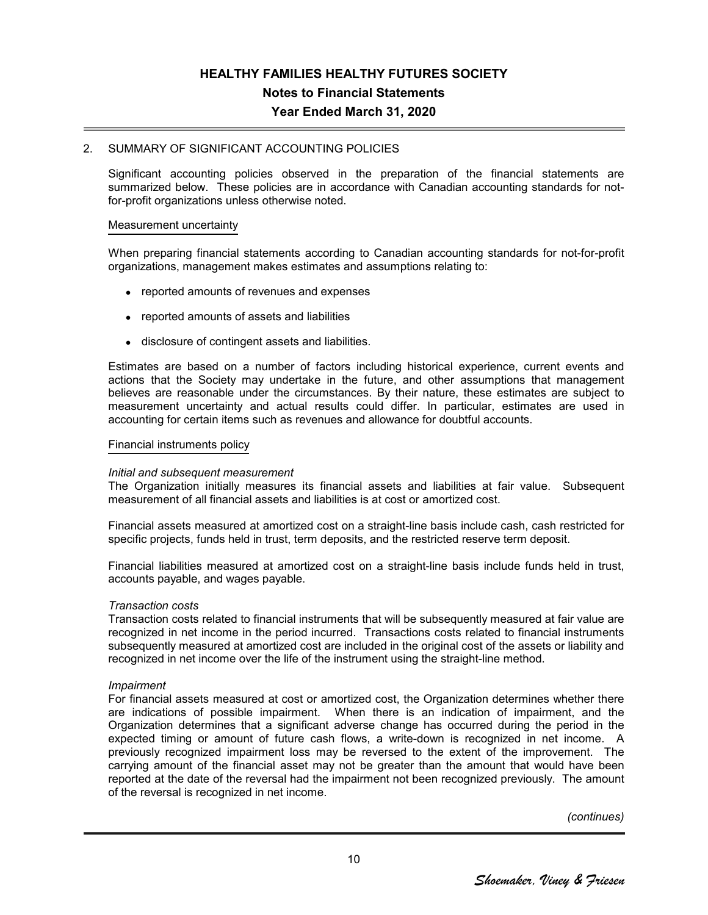## 2. SUMMARY OF SIGNIFICANT ACCOUNTING POLICIES

Significant accounting policies observed in the preparation of the financial statements are summarized below. These policies are in accordance with Canadian accounting standards for not-for-profit organizations unless otherwise noted.

### Measurement uncertainty

When preparing financial statements according to Canadian accounting standards for not-for-profit organizations, management makes estimates and assumptions relating to:

- reported amounts of revenues and expenses
- reported amounts of assets and liabilities
- disclosure of contingent assets and liabilities.

Estimates are based on a number of factors including historical experience, current events and actions that the Society may undertake in the future, and other assumptions that management believes are reasonable under the circumstances. By their nature, these estimates are subject to measurement uncertainty and actual results could differ. In particular, estimates are used in accounting for certain items such as revenues and allowance for doubtful accounts.

### Financial instruments policy

*Initial and subsequent measurement*
The Organization initially measures its financial assets and liabilities at fair value. Subsequent measurement of all financial assets and liabilities is at cost or amortized cost.

Financial assets measured at amortized cost on a straight-line basis include cash, cash restricted for specific projects, funds held in trust, term deposits, and the restricted reserve term deposit.

Financial liabilities measured at amortized cost on a straight-line basis include funds held in trust, accounts payable, and wages payable.

*Transaction costs*
Transaction costs related to financial instruments that will be subsequently measured at fair value are recognized in net income in the period incurred. Transactions costs related to financial instruments subsequently measured at amortized cost are included in the original cost of the assets or liability and recognized in net income over the life of the instrument using the straight-line method.

*Impairment*
For financial assets measured at cost or amortized cost, the Organization determines whether there are indications of possible impairment. When there is an indication of impairment, and the Organization determines that a significant adverse change has occurred during the period in the expected timing or amount of future cash flows, a write-down is recognized in net income. A previously recognized impairment loss may be reversed to the extent of the improvement. The carrying amount of the financial asset may not be greater than the amount that would have been reported at the date of the reversal had the impairment not been recognized previously. The amount of the reversal is recognized in net income.

*(continues)*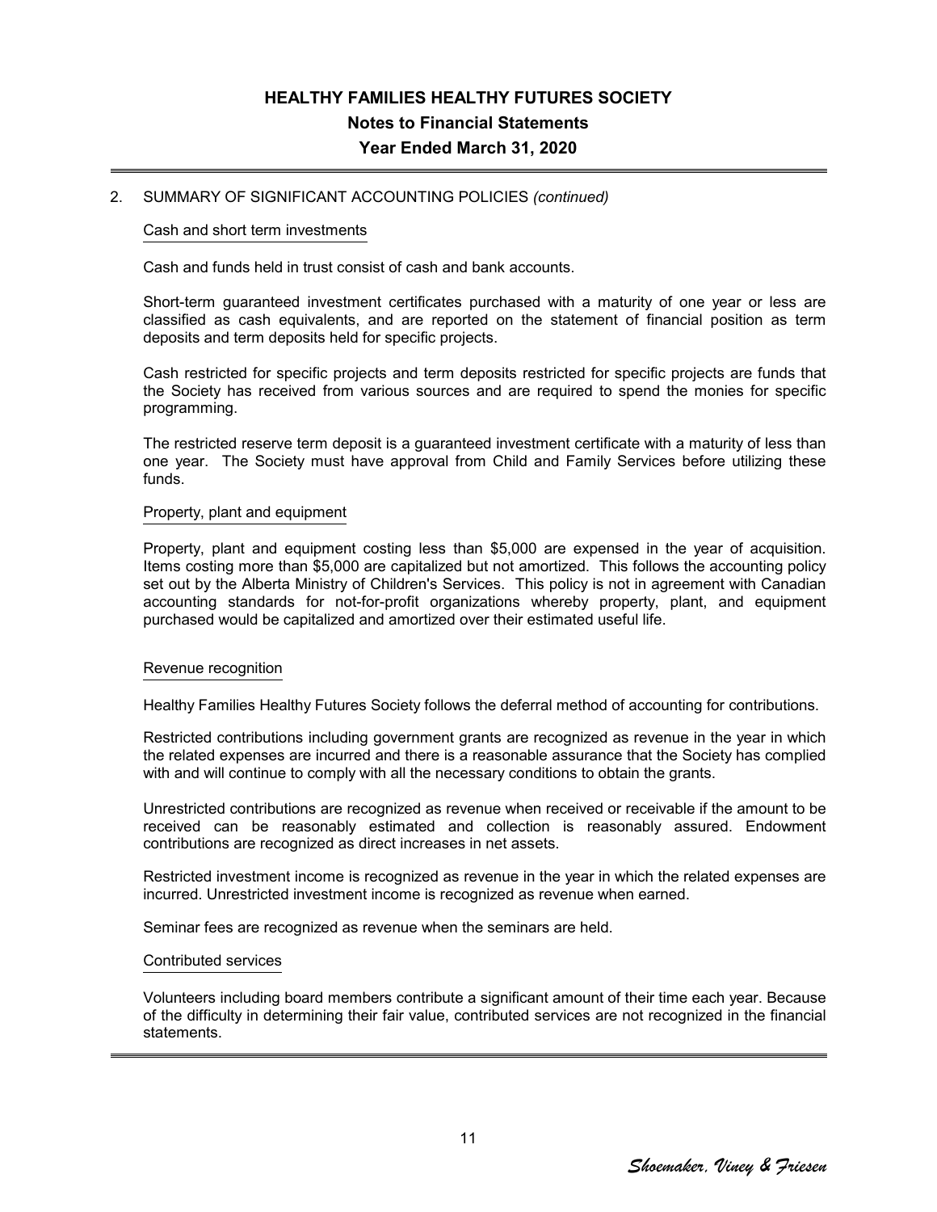# HEALTHY FAMILIES HEALTHY FUTURES SOCIETY

## Notes to Financial Statements

## Year Ended March 31, 2020

2. SUMMARY OF SIGNIFICANT ACCOUNTING POLICIES *(continued)*

### Cash and short term investments

Cash and funds held in trust consist of cash and bank accounts.

Short-term guaranteed investment certificates purchased with a maturity of one year or less are classified as cash equivalents, and are reported on the statement of financial position as term deposits and term deposits held for specific projects.

Cash restricted for specific projects and term deposits restricted for specific projects are funds that the Society has received from various sources and are required to spend the monies for specific programming.

The restricted reserve term deposit is a guaranteed investment certificate with a maturity of less than one year. The Society must have approval from Child and Family Services before utilizing these funds.

### Property, plant and equipment

Property, plant and equipment costing less than $5,000 are expensed in the year of acquisition. Items costing more than $5,000 are capitalized but not amortized. This follows the accounting policy set out by the Alberta Ministry of Children's Services. This policy is not in agreement with Canadian accounting standards for not-for-profit organizations whereby property, plant, and equipment purchased would be capitalized and amortized over their estimated useful life.

### Revenue recognition

Healthy Families Healthy Futures Society follows the deferral method of accounting for contributions.

Restricted contributions including government grants are recognized as revenue in the year in which the related expenses are incurred and there is a reasonable assurance that the Society has complied with and will continue to comply with all the necessary conditions to obtain the grants.

Unrestricted contributions are recognized as revenue when received or receivable if the amount to be received can be reasonably estimated and collection is reasonably assured. Endowment contributions are recognized as direct increases in net assets.

Restricted investment income is recognized as revenue in the year in which the related expenses are incurred. Unrestricted investment income is recognized as revenue when earned.

Seminar fees are recognized as revenue when the seminars are held.

### Contributed services

Volunteers including board members contribute a significant amount of their time each year. Because of the difficulty in determining their fair value, contributed services are not recognized in the financial statements.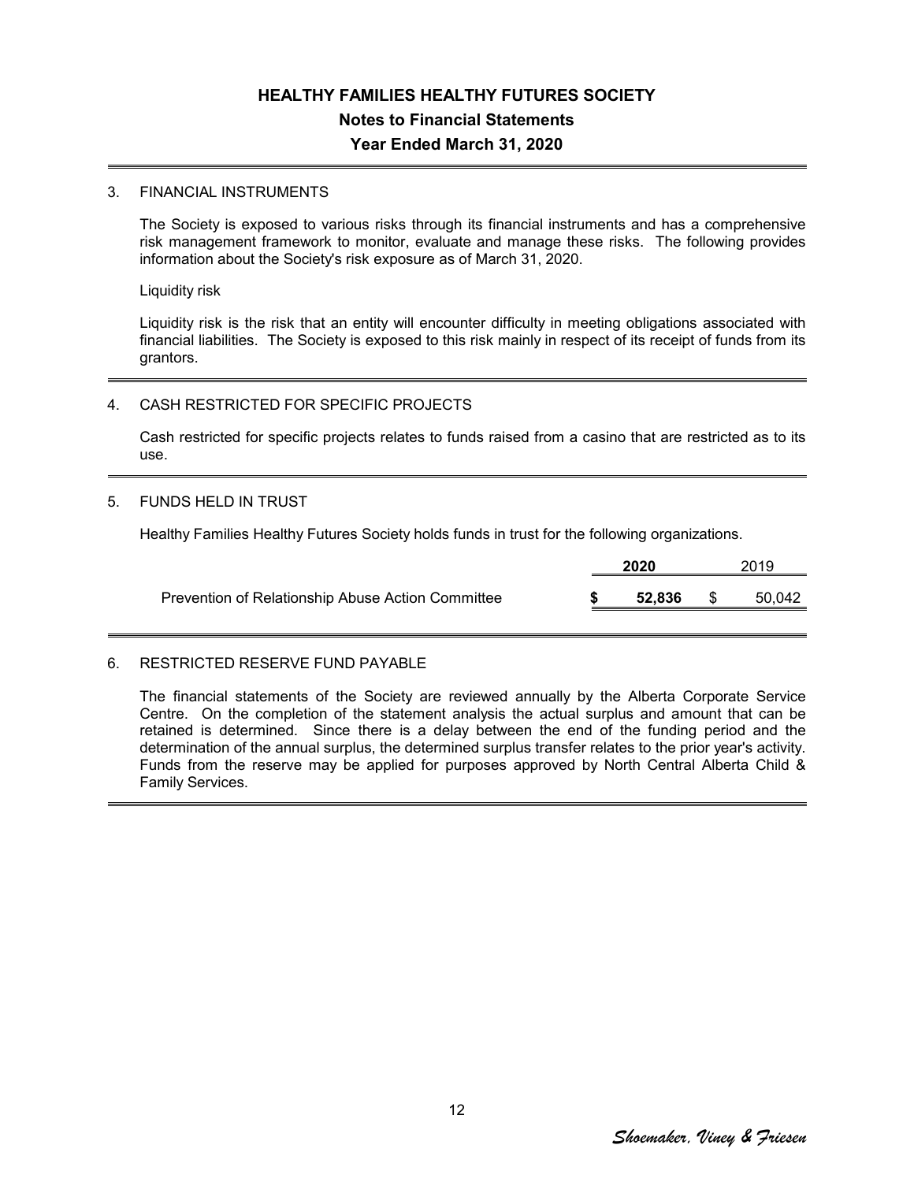# HEALTHY FAMILIES HEALTHY FUTURES SOCIETY

## Notes to Financial Statements

## Year Ended March 31, 2020

### 3. FINANCIAL INSTRUMENTS

The Society is exposed to various risks through its financial instruments and has a comprehensive risk management framework to monitor, evaluate and manage these risks. The following provides information about the Society's risk exposure as of March 31, 2020.

Liquidity risk

Liquidity risk is the risk that an entity will encounter difficulty in meeting obligations associated with financial liabilities. The Society is exposed to this risk mainly in respect of its receipt of funds from its grantors.

### 4. CASH RESTRICTED FOR SPECIFIC PROJECTS

Cash restricted for specific projects relates to funds raised from a casino that are restricted as to its use.

### 5. FUNDS HELD IN TRUST

Healthy Families Healthy Futures Society holds funds in trust for the following organizations.

| | **2020** | 2019 |
|---|---|---|
| Prevention of Relationship Abuse Action Committee | **$ 52,836** | $ 50,042 |

### 6. RESTRICTED RESERVE FUND PAYABLE

The financial statements of the Society are reviewed annually by the Alberta Corporate Service Centre. On the completion of the statement analysis the actual surplus and amount that can be retained is determined. Since there is a delay between the end of the funding period and the determination of the annual surplus, the determined surplus transfer relates to the prior year's activity. Funds from the reserve may be applied for purposes approved by North Central Alberta Child & Family Services.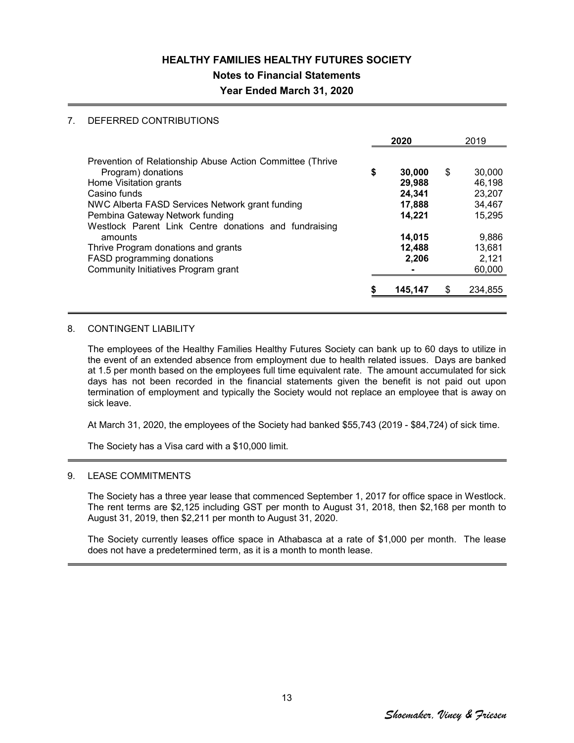# HEALTHY FAMILIES HEALTHY FUTURES SOCIETY

## Notes to Financial Statements

## Year Ended March 31, 2020

### 7. DEFERRED CONTRIBUTIONS

| | 2020 | 2019 |
|---|---|---|
| Prevention of Relationship Abuse Action Committee (Thrive Program) donations | $ **30,000** | $ 30,000 |
| Home Visitation grants | **29,988** | 46,198 |
| Casino funds | **24,341** | 23,207 |
| NWC Alberta FASD Services Network grant funding | **17,888** | 34,467 |
| Pembina Gateway Network funding | **14,221** | 15,295 |
| Westlock Parent Link Centre donations and fundraising amounts | **14,015** | 9,886 |
| Thrive Program donations and grants | **12,488** | 13,681 |
| FASD programming donations | **2,206** | 2,121 |
| Community Initiatives Program grant | **-** | 60,000 |
| | $ **145,147** | $ 234,855 |

### 8. CONTINGENT LIABILITY

The employees of the Healthy Families Healthy Futures Society can bank up to 60 days to utilize in the event of an extended absence from employment due to health related issues. Days are banked at 1.5 per month based on the employees full time equivalent rate. The amount accumulated for sick days has not been recorded in the financial statements given the benefit is not paid out upon termination of employment and typically the Society would not replace an employee that is away on sick leave.

At March 31, 2020, the employees of the Society had banked $55,743 (2019 - $84,724) of sick time.

The Society has a Visa card with a $10,000 limit.

### 9. LEASE COMMITMENTS

The Society has a three year lease that commenced September 1, 2017 for office space in Westlock. The rent terms are $2,125 including GST per month to August 31, 2018, then $2,168 per month to August 31, 2019, then $2,211 per month to August 31, 2020.

The Society currently leases office space in Athabasca at a rate of $1,000 per month. The lease does not have a predetermined term, as it is a month to month lease.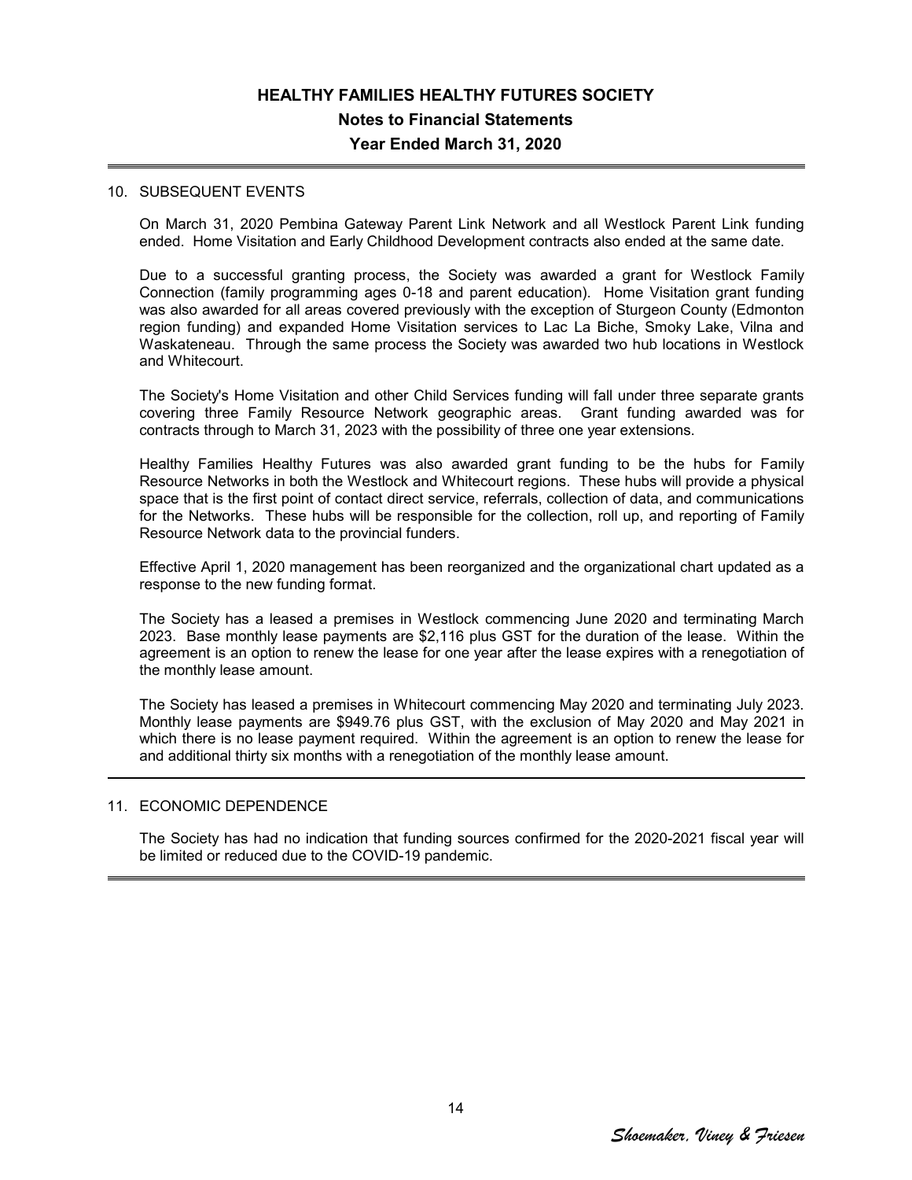# HEALTHY FAMILIES HEALTHY FUTURES SOCIETY

## Notes to Financial Statements

## Year Ended March 31, 2020

10. SUBSEQUENT EVENTS

On March 31, 2020 Pembina Gateway Parent Link Network and all Westlock Parent Link funding ended. Home Visitation and Early Childhood Development contracts also ended at the same date.

Due to a successful granting process, the Society was awarded a grant for Westlock Family Connection (family programming ages 0-18 and parent education). Home Visitation grant funding was also awarded for all areas covered previously with the exception of Sturgeon County (Edmonton region funding) and expanded Home Visitation services to Lac La Biche, Smoky Lake, Vilna and Waskateneau. Through the same process the Society was awarded two hub locations in Westlock and Whitecourt.

The Society's Home Visitation and other Child Services funding will fall under three separate grants covering three Family Resource Network geographic areas. Grant funding awarded was for contracts through to March 31, 2023 with the possibility of three one year extensions.

Healthy Families Healthy Futures was also awarded grant funding to be the hubs for Family Resource Networks in both the Westlock and Whitecourt regions. These hubs will provide a physical space that is the first point of contact direct service, referrals, collection of data, and communications for the Networks. These hubs will be responsible for the collection, roll up, and reporting of Family Resource Network data to the provincial funders.

Effective April 1, 2020 management has been reorganized and the organizational chart updated as a response to the new funding format.

The Society has a leased a premises in Westlock commencing June 2020 and terminating March 2023. Base monthly lease payments are $2,116 plus GST for the duration of the lease. Within the agreement is an option to renew the lease for one year after the lease expires with a renegotiation of the monthly lease amount.

The Society has leased a premises in Whitecourt commencing May 2020 and terminating July 2023. Monthly lease payments are $949.76 plus GST, with the exclusion of May 2020 and May 2021 in which there is no lease payment required. Within the agreement is an option to renew the lease for and additional thirty six months with a renegotiation of the monthly lease amount.

11. ECONOMIC DEPENDENCE

The Society has had no indication that funding sources confirmed for the 2020-2021 fiscal year will be limited or reduced due to the COVID-19 pandemic.